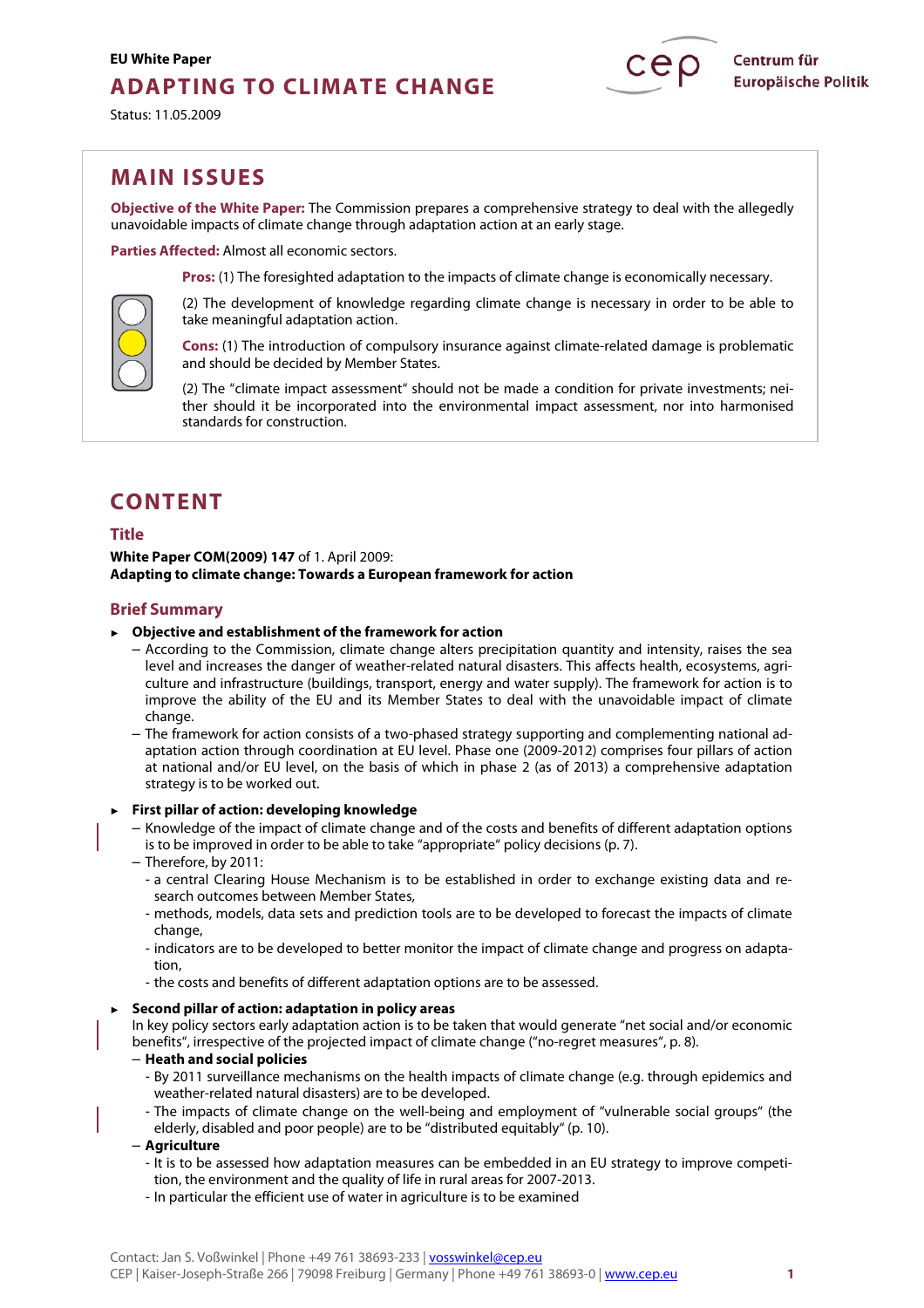EU White Paper

# ADAPTING TO CLIMATE CHANGE

Status: 11.05.2009

Centrum für Europäische Politik

## MAIN ISSUES

**Objective of the White Paper:** The Commission prepares a comprehensive strategy to deal with the allegedly unavoidable impacts of climate change through adaptation action at an early stage.

**Parties Affected:** Almost all economic sectors.

**Pros:** (1) The foresighted adaptation to the impacts of climate change is economically necessary.

(2) The development of knowledge regarding climate change is necessary in order to be able to take meaningful adaptation action.

**Cons:** (1) The introduction of compulsory insurance against climate-related damage is problematic and should be decided by Member States.

(2) The "climate impact assessment" should not be made a condition for private investments; neither should it be incorporated into the environmental impact assessment, nor into harmonised standards for construction.

## CONTENT

### Title

**White Paper COM(2009) 147** of 1. April 2009:
**Adapting to climate change: Towards a European framework for action**

### Brief Summary

- **Objective and establishment of the framework for action**
  - According to the Commission, climate change alters precipitation quantity and intensity, raises the sea level and increases the danger of weather-related natural disasters. This affects health, ecosystems, agriculture and infrastructure (buildings, transport, energy and water supply). The framework for action is to improve the ability of the EU and its Member States to deal with the unavoidable impact of climate change.
  - The framework for action consists of a two-phased strategy supporting and complementing national adaptation action through coordination at EU level. Phase one (2009-2012) comprises four pillars of action at national and/or EU level, on the basis of which in phase 2 (as of 2013) a comprehensive adaptation strategy is to be worked out.

- **First pillar of action: developing knowledge**
  - Knowledge of the impact of climate change and of the costs and benefits of different adaptation options is to be improved in order to be able to take "appropriate" policy decisions (p. 7).
  - Therefore, by 2011:
    - a central Clearing House Mechanism is to be established in order to exchange existing data and research outcomes between Member States,
    - methods, models, data sets and prediction tools are to be developed to forecast the impacts of climate change,
    - indicators are to be developed to better monitor the impact of climate change and progress on adaptation,
    - the costs and benefits of different adaptation options are to be assessed.

- **Second pillar of action: adaptation in policy areas**

  In key policy sectors early adaptation action is to be taken that would generate "net social and/or economic benefits", irrespective of the projected impact of climate change ("no-regret measures", p. 8).
  - **Heath and social policies**
    - By 2011 surveillance mechanisms on the health impacts of climate change (e.g. through epidemics and weather-related natural disasters) are to be developed.
    - The impacts of climate change on the well-being and employment of "vulnerable social groups" (the elderly, disabled and poor people) are to be "distributed equitably" (p. 10).
  - **Agriculture**
    - It is to be assessed how adaptation measures can be embedded in an EU strategy to improve competition, the environment and the quality of life in rural areas for 2007-2013.
    - In particular the efficient use of water in agriculture is to be examined

Contact: Jan S. Voßwinkel | Phone +49 761 38693-233 | vosswinkel@cep.eu
CEP | Kaiser-Joseph-Straße 266 | 79098 Freiburg | Germany | Phone +49 761 38693-0 | www.cep.eu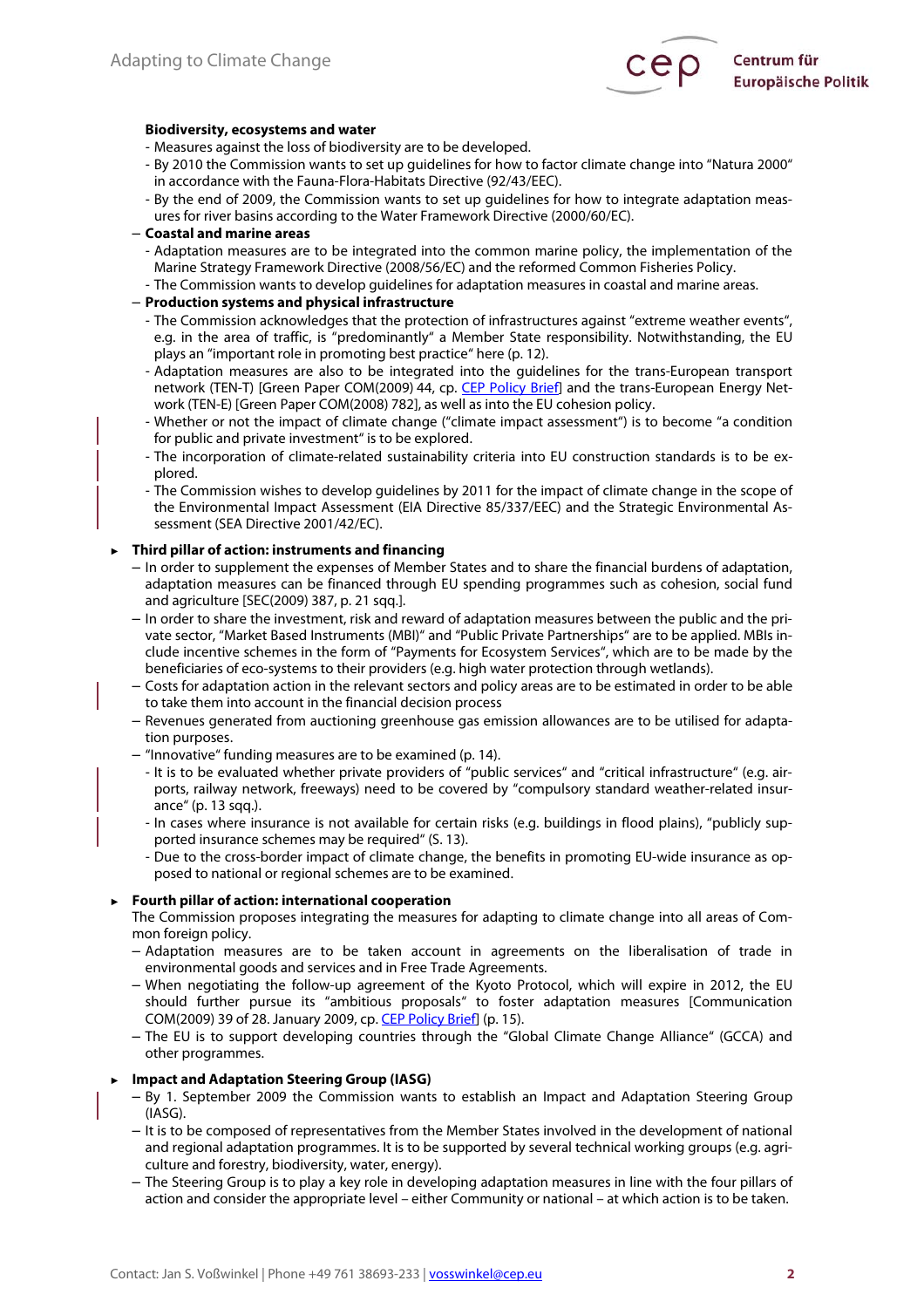**Biodiversity, ecosystems and water**

- Measures against the loss of biodiversity are to be developed.
- By 2010 the Commission wants to set up guidelines for how to factor climate change into "Natura 2000" in accordance with the Fauna-Flora-Habitats Directive (92/43/EEC).
- By the end of 2009, the Commission wants to set up guidelines for how to integrate adaptation measures for river basins according to the Water Framework Directive (2000/60/EC).

– **Coastal and marine areas**
  - Adaptation measures are to be integrated into the common marine policy, the implementation of the Marine Strategy Framework Directive (2008/56/EC) and the reformed Common Fisheries Policy.
  - The Commission wants to develop guidelines for adaptation measures in coastal and marine areas.

– **Production systems and physical infrastructure**
  - The Commission acknowledges that the protection of infrastructures against "extreme weather events", e.g. in the area of traffic, is "predominantly" a Member State responsibility. Notwithstanding, the EU plays an "important role in promoting best practice" here (p. 12).
  - Adaptation measures are also to be integrated into the guidelines for the trans-European transport network (TEN-T) [Green Paper COM(2009) 44, cp. CEP Policy Brief] and the trans-European Energy Network (TEN-E) [Green Paper COM(2008) 782], as well as into the EU cohesion policy.
  - Whether or not the impact of climate change ("climate impact assessment") is to become "a condition for public and private investment" is to be explored.
  - The incorporation of climate-related sustainability criteria into EU construction standards is to be explored.
  - The Commission wishes to develop guidelines by 2011 for the impact of climate change in the scope of the Environmental Impact Assessment (EIA Directive 85/337/EEC) and the Strategic Environmental Assessment (SEA Directive 2001/42/EC).

► **Third pillar of action: instruments and financing**

– In order to supplement the expenses of Member States and to share the financial burdens of adaptation, adaptation measures can be financed through EU spending programmes such as cohesion, social fund and agriculture [SEC(2009) 387, p. 21 sqq.].

– In order to share the investment, risk and reward of adaptation measures between the public and the private sector, "Market Based Instruments (MBI)" and "Public Private Partnerships" are to be applied. MBIs include incentive schemes in the form of "Payments for Ecosystem Services", which are to be made by the beneficiaries of eco-systems to their providers (e.g. high water protection through wetlands).

– Costs for adaptation action in the relevant sectors and policy areas are to be estimated in order to be able to take them into account in the financial decision process

– Revenues generated from auctioning greenhouse gas emission allowances are to be utilised for adaptation purposes.

– "Innovative" funding measures are to be examined (p. 14).
  - It is to be evaluated whether private providers of "public services" and "critical infrastructure" (e.g. airports, railway network, freeways) need to be covered by "compulsory standard weather-related insurance" (p. 13 sqq.).
  - In cases where insurance is not available for certain risks (e.g. buildings in flood plains), "publicly supported insurance schemes may be required" (S. 13).
  - Due to the cross-border impact of climate change, the benefits in promoting EU-wide insurance as opposed to national or regional schemes are to be examined.

► **Fourth pillar of action: international cooperation**

The Commission proposes integrating the measures for adapting to climate change into all areas of Common foreign policy.

– Adaptation measures are to be taken account in agreements on the liberalisation of trade in environmental goods and services and in Free Trade Agreements.

– When negotiating the follow-up agreement of the Kyoto Protocol, which will expire in 2012, the EU should further pursue its "ambitious proposals" to foster adaptation measures [Communication COM(2009) 39 of 28. January 2009, cp. CEP Policy Brief] (p. 15).

– The EU is to support developing countries through the "Global Climate Change Alliance" (GCCA) and other programmes.

► **Impact and Adaptation Steering Group (IASG)**

– By 1. September 2009 the Commission wants to establish an Impact and Adaptation Steering Group (IASG).

– It is to be composed of representatives from the Member States involved in the development of national and regional adaptation programmes. It is to be supported by several technical working groups (e.g. agriculture and forestry, biodiversity, water, energy).

– The Steering Group is to play a key role in developing adaptation measures in line with the four pillars of action and consider the appropriate level – either Community or national – at which action is to be taken.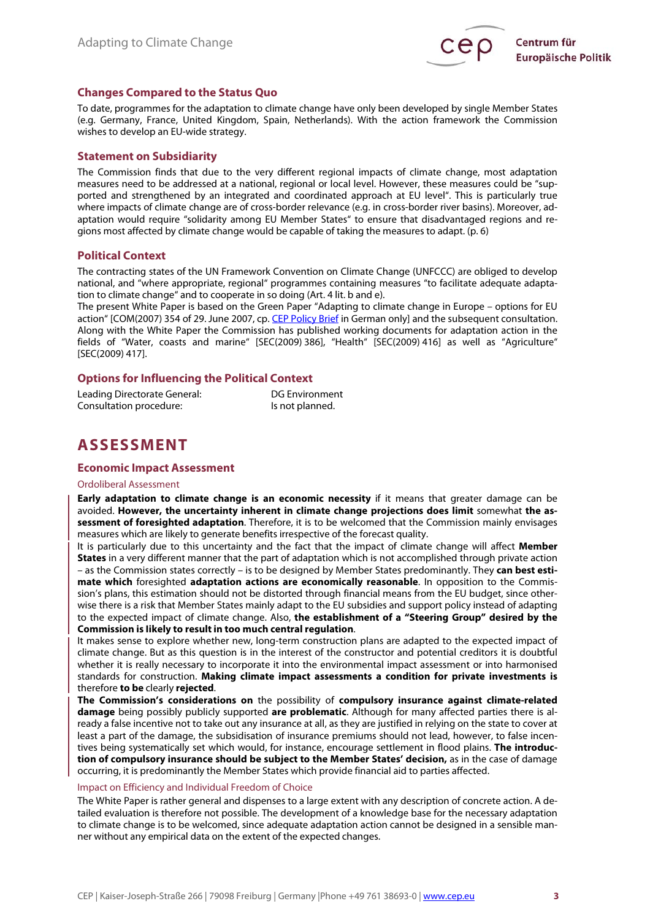## Changes Compared to the Status Quo

To date, programmes for the adaptation to climate change have only been developed by single Member States (e.g. Germany, France, United Kingdom, Spain, Netherlands). With the action framework the Commission wishes to develop an EU-wide strategy.

## Statement on Subsidiarity

The Commission finds that due to the very different regional impacts of climate change, most adaptation measures need to be addressed at a national, regional or local level. However, these measures could be "supported and strengthened by an integrated and coordinated approach at EU level". This is particularly true where impacts of climate change are of cross-border relevance (e.g. in cross-border river basins). Moreover, adaptation would require "solidarity among EU Member States" to ensure that disadvantaged regions and regions most affected by climate change would be capable of taking the measures to adapt. (p. 6)

## Political Context

The contracting states of the UN Framework Convention on Climate Change (UNFCCC) are obliged to develop national, and "where appropriate, regional" programmes containing measures "to facilitate adequate adaptation to climate change" and to cooperate in so doing (Art. 4 lit. b and e).

The present White Paper is based on the Green Paper "Adapting to climate change in Europe – options for EU action" [COM(2007) 354 of 29. June 2007, cp. CEP Policy Brief in German only] and the subsequent consultation. Along with the White Paper the Commission has published working documents for adaptation action in the fields of "Water, coasts and marine" [SEC(2009) 386], "Health" [SEC(2009) 416] as well as "Agriculture" [SEC(2009) 417].

## Options for Influencing the Political Context

| | |
|---|---|
| Leading Directorate General: | DG Environment |
| Consultation procedure: | Is not planned. |

# ASSESSMENT

## Economic Impact Assessment

### Ordoliberal Assessment

**Early adaptation to climate change is an economic necessity** if it means that greater damage can be avoided. **However, the uncertainty inherent in climate change projections does limit** somewhat **the assessment of foresighted adaptation**. Therefore, it is to be welcomed that the Commission mainly envisages measures which are likely to generate benefits irrespective of the forecast quality.

It is particularly due to this uncertainty and the fact that the impact of climate change will affect **Member States** in a very different manner that the part of adaptation which is not accomplished through private action – as the Commission states correctly – is to be designed by Member States predominantly. They **can best estimate which** foresighted **adaptation actions are economically reasonable**. In opposition to the Commission's plans, this estimation should not be distorted through financial means from the EU budget, since otherwise there is a risk that Member States mainly adapt to the EU subsidies and support policy instead of adapting to the expected impact of climate change. Also, **the establishment of a "Steering Group" desired by the Commission is likely to result in too much central regulation**.

It makes sense to explore whether new, long-term construction plans are adapted to the expected impact of climate change. But as this question is in the interest of the constructor and potential creditors it is doubtful whether it is really necessary to incorporate it into the environmental impact assessment or into harmonised standards for construction. **Making climate impact assessments a condition for private investments is** therefore **to be** clearly **rejected**.

**The Commission's considerations on** the possibility of **compulsory insurance against climate-related damage** being possibly publicly supported **are problematic**. Although for many affected parties there is already a false incentive not to take out any insurance at all, as they are justified in relying on the state to cover at least a part of the damage, the subsidisation of insurance premiums should not lead, however, to false incentives being systematically set which would, for instance, encourage settlement in flood plains. **The introduction of compulsory insurance should be subject to the Member States' decision,** as in the case of damage occurring, it is predominantly the Member States which provide financial aid to parties affected.

### Impact on Efficiency and Individual Freedom of Choice

The White Paper is rather general and dispenses to a large extent with any description of concrete action. A detailed evaluation is therefore not possible. The development of a knowledge base for the necessary adaptation to climate change is to be welcomed, since adequate adaptation action cannot be designed in a sensible manner without any empirical data on the extent of the expected changes.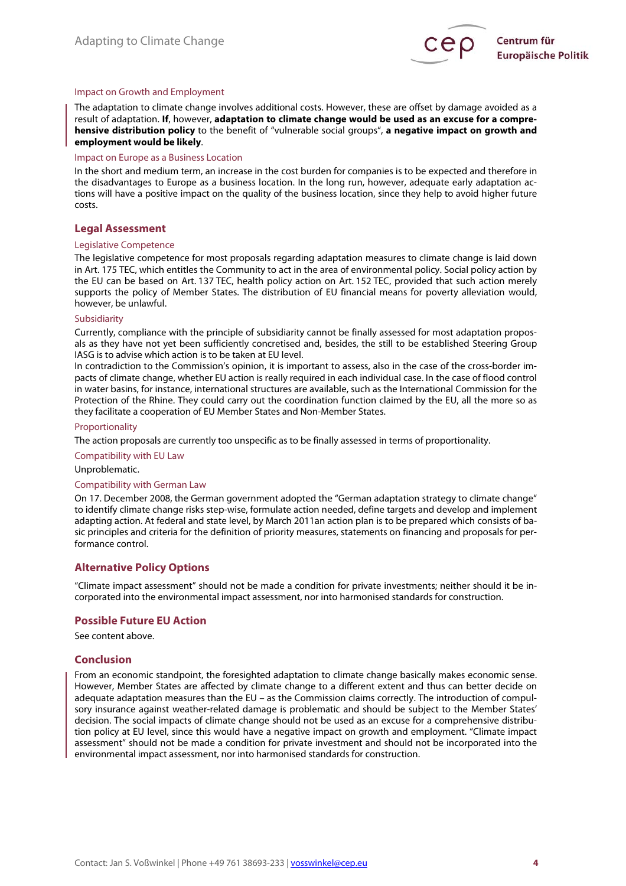### Impact on Growth and Employment

The adaptation to climate change involves additional costs. However, these are offset by damage avoided as a result of adaptation. **If**, however, **adaptation to climate change would be used as an excuse for a comprehensive distribution policy** to the benefit of "vulnerable social groups", **a negative impact on growth and employment would be likely**.

### Impact on Europe as a Business Location

In the short and medium term, an increase in the cost burden for companies is to be expected and therefore in the disadvantages to Europe as a business location. In the long run, however, adequate early adaptation actions will have a positive impact on the quality of the business location, since they help to avoid higher future costs.

## Legal Assessment

### Legislative Competence

The legislative competence for most proposals regarding adaptation measures to climate change is laid down in Art. 175 TEC, which entitles the Community to act in the area of environmental policy. Social policy action by the EU can be based on Art. 137 TEC, health policy action on Art. 152 TEC, provided that such action merely supports the policy of Member States. The distribution of EU financial means for poverty alleviation would, however, be unlawful.

### Subsidiarity

Currently, compliance with the principle of subsidiarity cannot be finally assessed for most adaptation proposals as they have not yet been sufficiently concretised and, besides, the still to be established Steering Group IASG is to advise which action is to be taken at EU level.

In contradiction to the Commission's opinion, it is important to assess, also in the case of the cross-border impacts of climate change, whether EU action is really required in each individual case. In the case of flood control in water basins, for instance, international structures are available, such as the International Commission for the Protection of the Rhine. They could carry out the coordination function claimed by the EU, all the more so as they facilitate a cooperation of EU Member States and Non-Member States.

### Proportionality

The action proposals are currently too unspecific as to be finally assessed in terms of proportionality.

### Compatibility with EU Law

Unproblematic.

### Compatibility with German Law

On 17. December 2008, the German government adopted the "German adaptation strategy to climate change" to identify climate change risks step-wise, formulate action needed, define targets and develop and implement adapting action. At federal and state level, by March 2011an action plan is to be prepared which consists of basic principles and criteria for the definition of priority measures, statements on financing and proposals for performance control.

## Alternative Policy Options

"Climate impact assessment" should not be made a condition for private investments; neither should it be incorporated into the environmental impact assessment, nor into harmonised standards for construction.

## Possible Future EU Action

See content above.

## Conclusion

From an economic standpoint, the foresighted adaptation to climate change basically makes economic sense. However, Member States are affected by climate change to a different extent and thus can better decide on adequate adaptation measures than the EU – as the Commission claims correctly. The introduction of compulsory insurance against weather-related damage is problematic and should be subject to the Member States' decision. The social impacts of climate change should not be used as an excuse for a comprehensive distribution policy at EU level, since this would have a negative impact on growth and employment. "Climate impact assessment" should not be made a condition for private investment and should not be incorporated into the environmental impact assessment, nor into harmonised standards for construction.

Contact: Jan S. Voßwinkel | Phone +49 761 38693-233 | vosswinkel@cep.eu